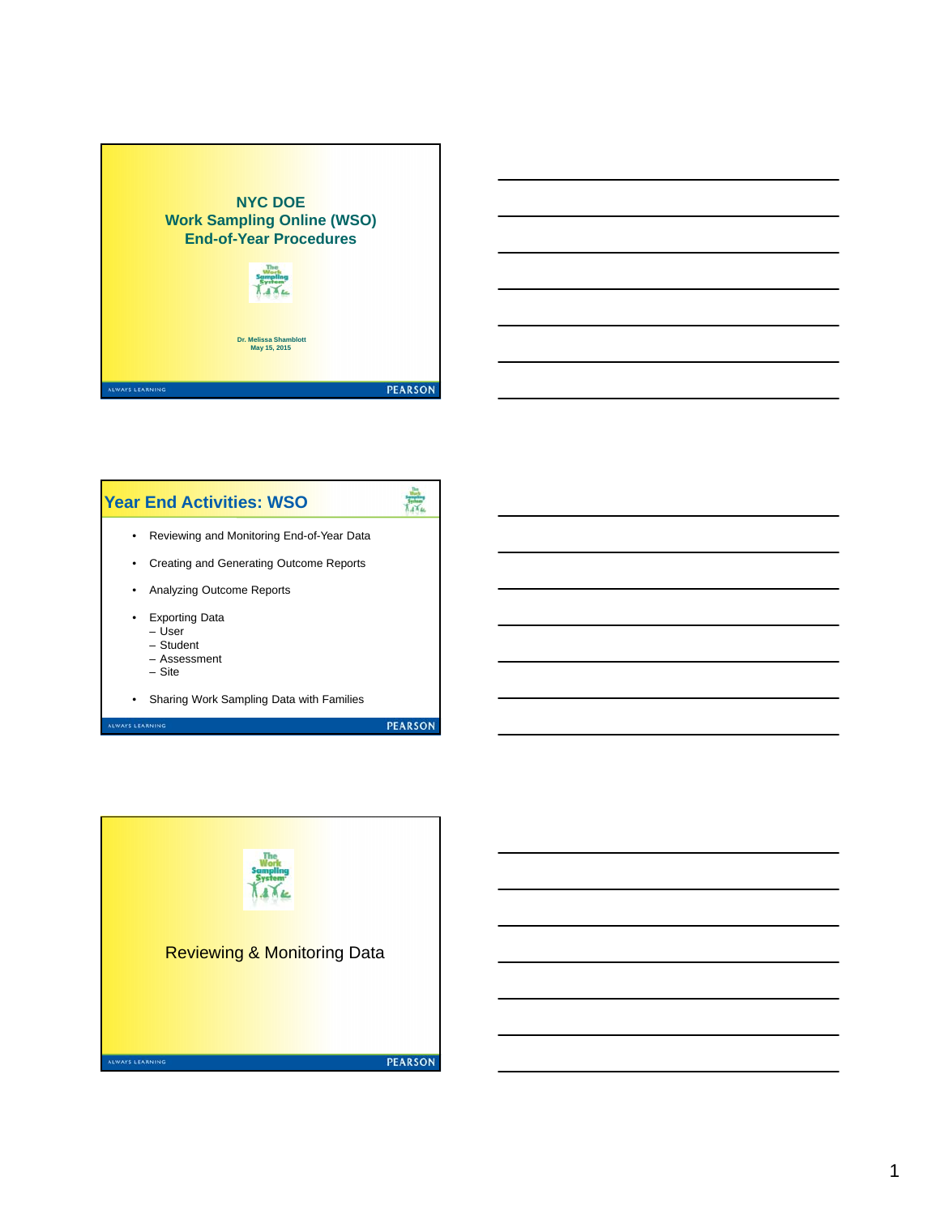# NYC DOE
# Work Sampling Online (WSO)
# End-of-Year Procedures

Dr. Melissa Shamblott
May 15, 2015

ALWAYS LEARNING PEARSON

## Year End Activities: WSO

- Reviewing and Monitoring End-of-Year Data
- Creating and Generating Outcome Reports
- Analyzing Outcome Reports
- Exporting Data
  - User
  - Student
  - Assessment
  - Site
- Sharing Work Sampling Data with Families

ALWAYS LEARNING PEARSON

## Reviewing & Monitoring Data

ALWAYS LEARNING PEARSON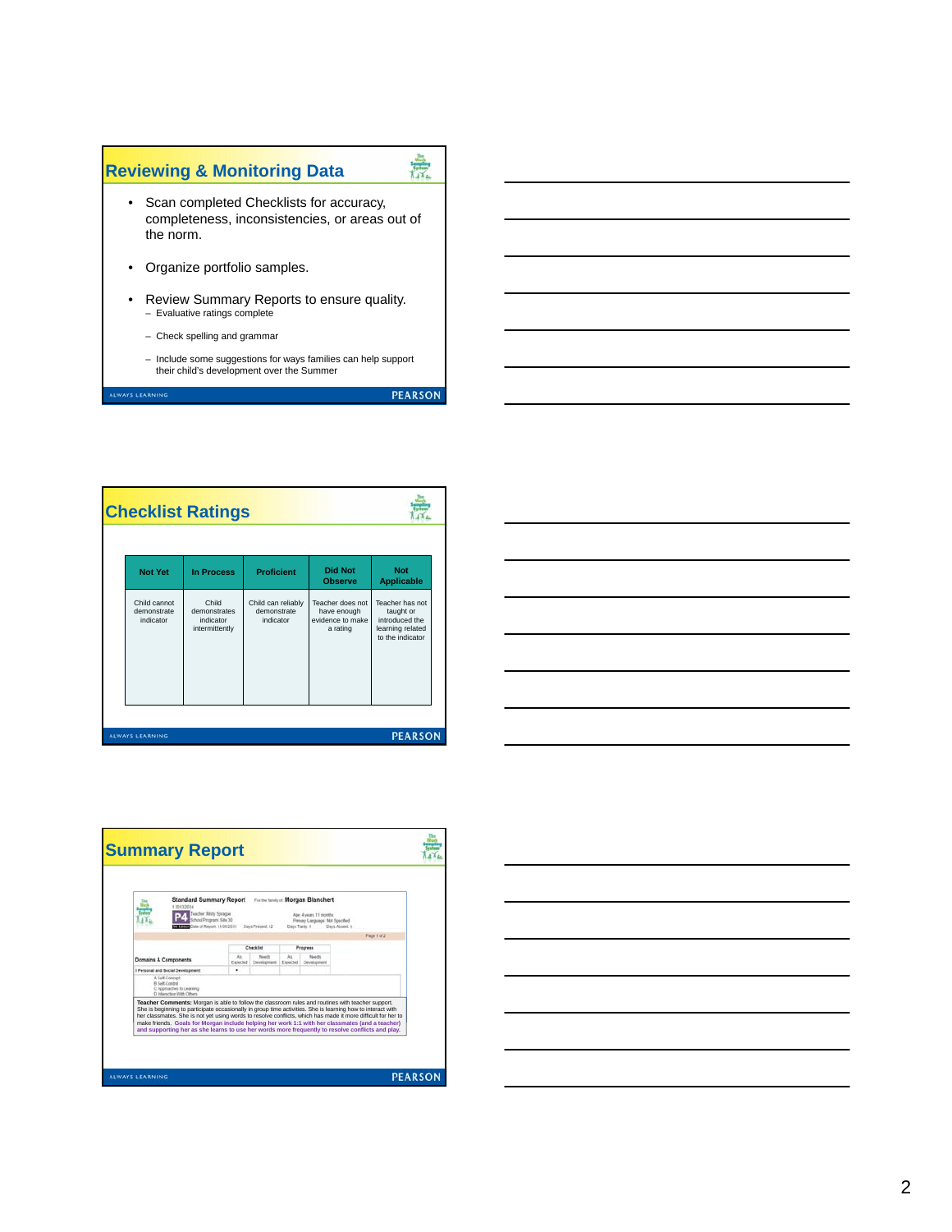## Reviewing & Monitoring Data

- Scan completed Checklists for accuracy, completeness, inconsistencies, or areas out of the norm.
- Organize portfolio samples.
- Review Summary Reports to ensure quality.
  - Evaluative ratings complete
  - Check spelling and grammar
  - Include some suggestions for ways families can help support their child's development over the Summer

## Checklist Ratings

| Not Yet | In Process | Proficient | Did Not Observe | Not Applicable |
|---|---|---|---|---|
| Child cannot demonstrate indicator | Child demonstrates indicator intermittently | Child can reliably demonstrate indicator | Teacher does not have enough evidence to make a rating | Teacher has not taught or introduced the learning related to the indicator |

## Summary Report

Standard Summary Report — For the family of: Morgan Blanchert

Teacher: Misty Sprague
School/Program: Site 30
Date of Report: 11/09/2011
Days Present: 12
Age: 4 years 11 months
Primary Language: Not Specified
Days Tardy: 1
Days Absent: 1

| Domains & Components | Checklist: As Expected | Checklist: Needs Development | Progress: As Expected | Progress: Needs Development |
|---|---|---|---|---|
| I Personal and Social Development | • | | | |
| A Self-Concept | | | | |
| B Self-Control | | | | |
| C Approaches to Learning | | | | |
| D Interaction With Others | | | | |

**Teacher Comments:** Morgan is able to follow the classroom rules and routines with teacher support. She is beginning to participate occasionally in group time activities. She is learning how to interact with her classmates. She is not yet using words to resolve conflicts, which has made it more difficult for her to make friends. **Goals for Morgan include helping her work 1:1 with her classmates (and a teacher) and supporting her as she learns to use her words more frequently to resolve conflicts and play.**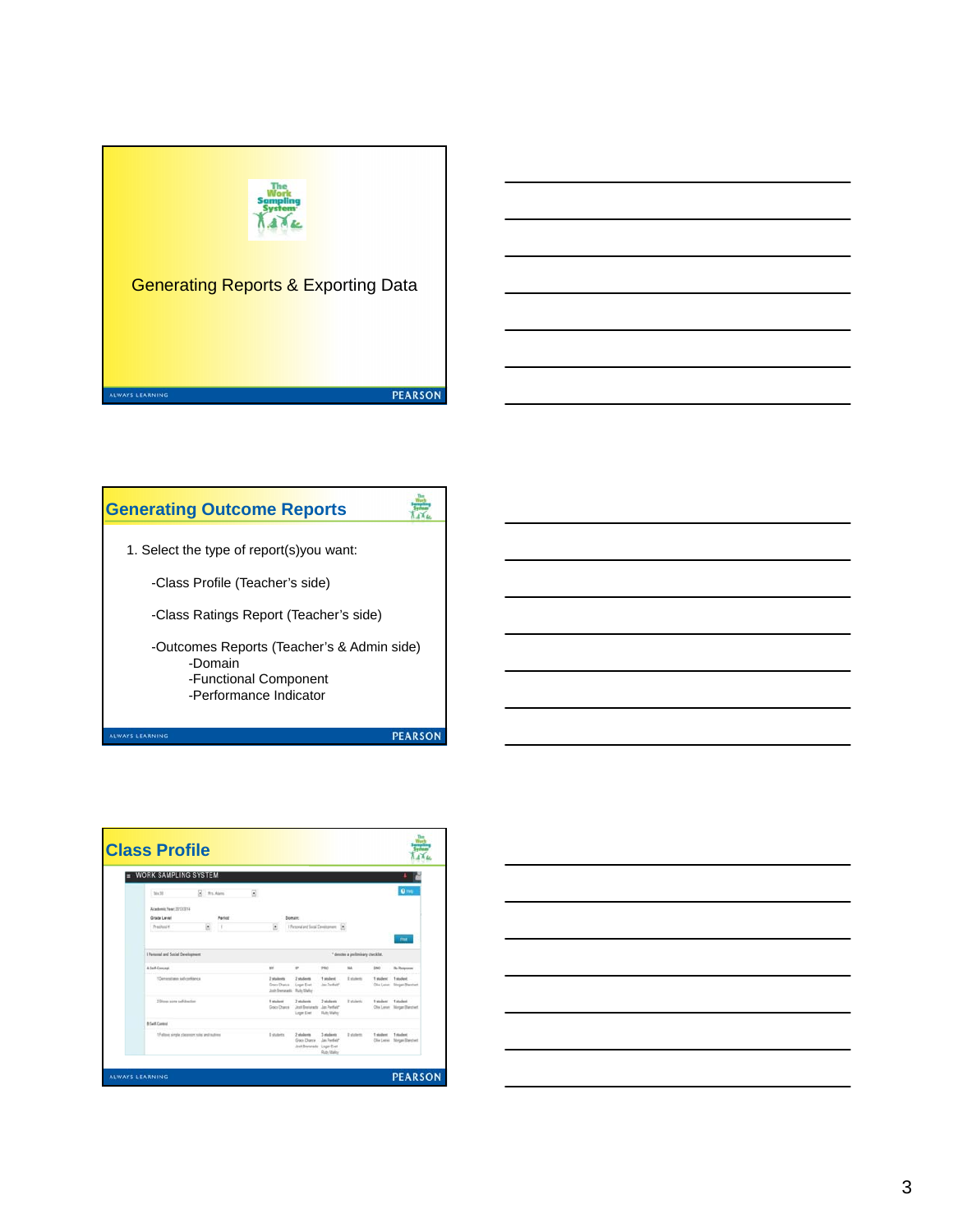## Generating Reports & Exporting Data

## Generating Outcome Reports

1. Select the type of report(s)you want:

   -Class Profile (Teacher's side)

   -Class Ratings Report (Teacher's side)

   -Outcomes Reports (Teacher's & Admin side)
   - -Domain
   - -Functional Component
   - -Performance Indicator

## Class Profile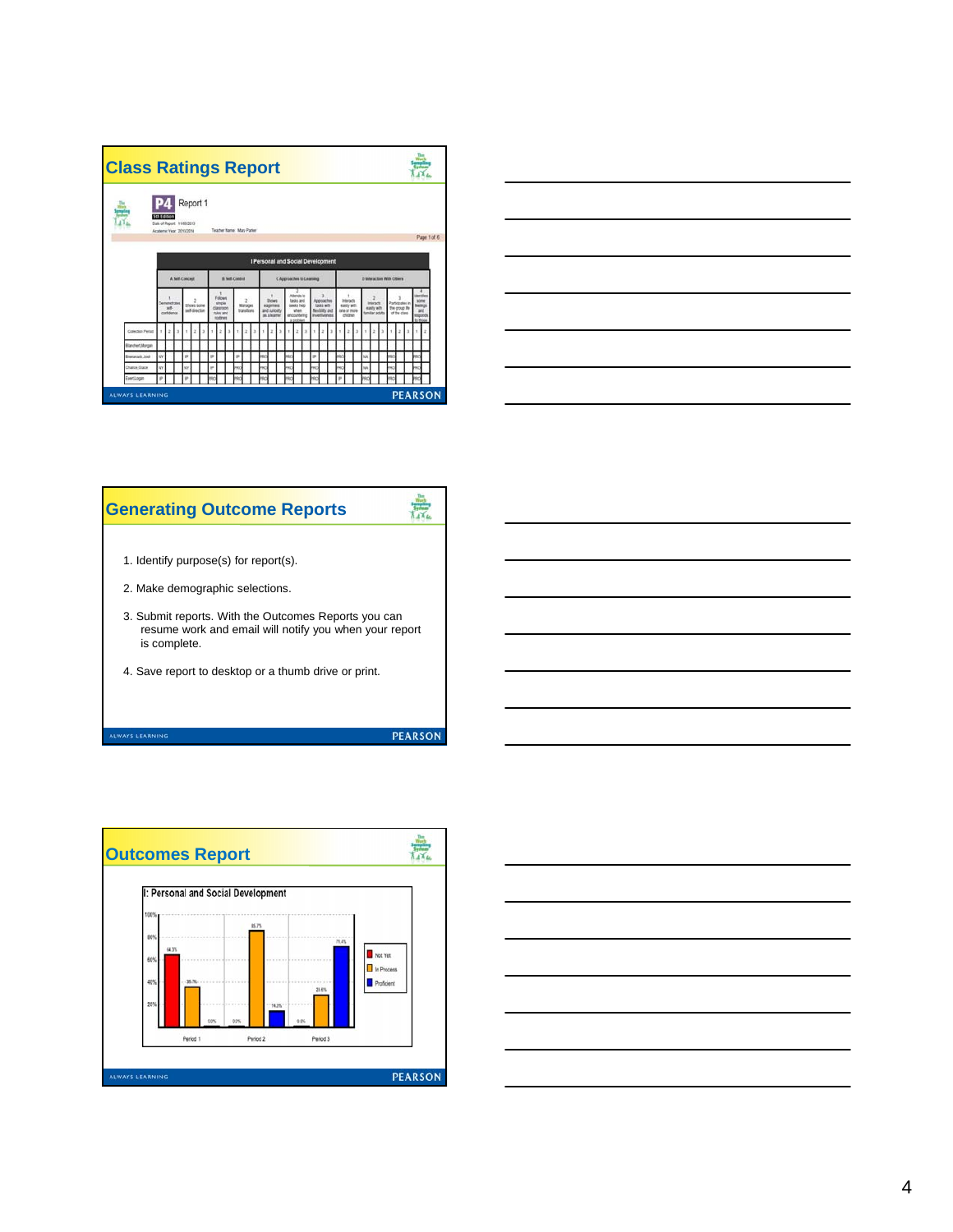## Class Ratings Report

P4 Report 1

5th Edition

Date of Report: 11/6/2013

Academic Year: 2013/2014

Teacher Name: Mary Parker

I Personal and Social Development

## Generating Outcome Reports

1. Identify purpose(s) for report(s).
2. Make demographic selections.
3. Submit reports. With the Outcomes Reports you can resume work and email will notify you when your report is complete.
4. Save report to desktop or a thumb drive or print.

## Outcomes Report

I: Personal and Social Development

| | Not Yet | In Process | Proficient |
|---|---|---|---|
| Period 1 | 64.3% | 35.7% | 0.0% |
| Period 2 | 0.0% | 85.7% | 14.3% |
| Period 3 | 0.0% | 28.6% | 71.4% |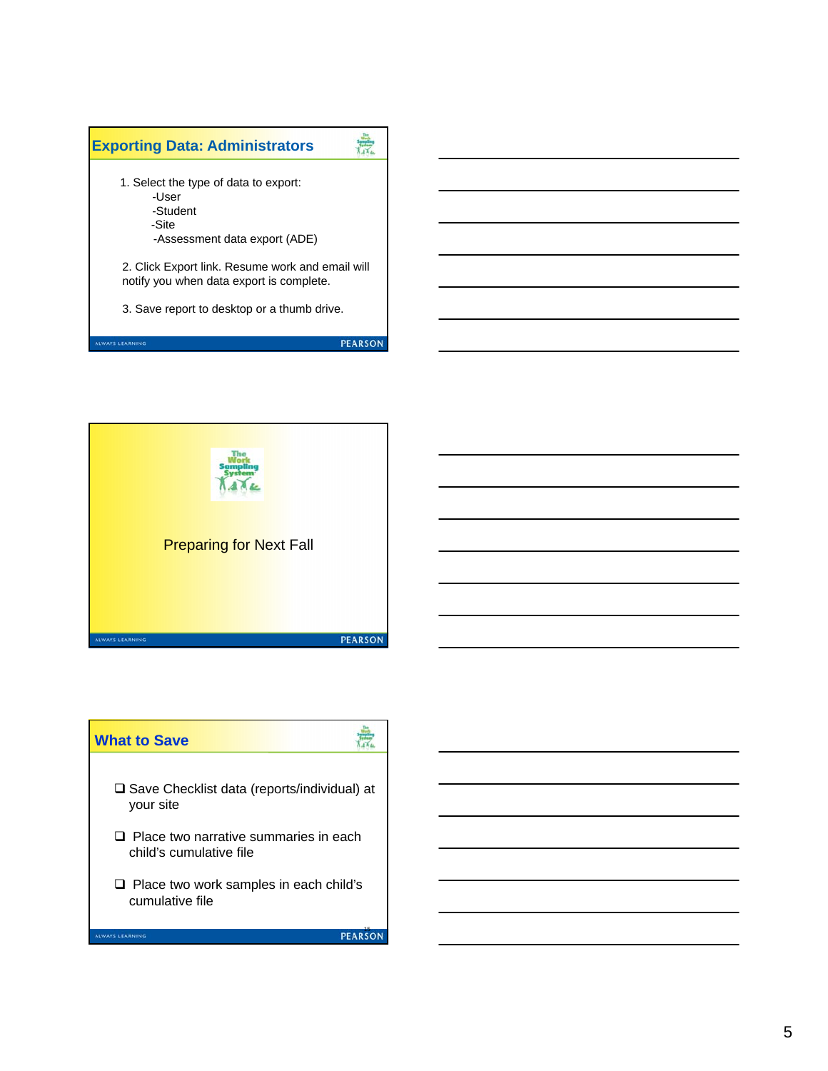## Exporting Data: Administrators

1. Select the type of data to export:
   - -User
   - -Student
   - -Site
   - -Assessment data export (ADE)

2. Click Export link. Resume work and email will notify you when data export is complete.

3. Save report to desktop or a thumb drive.

## Preparing for Next Fall

## What to Save

- ❑ Save Checklist data (reports/individual) at your site
- ❑ Place two narrative summaries in each child's cumulative file
- ❑ Place two work samples in each child's cumulative file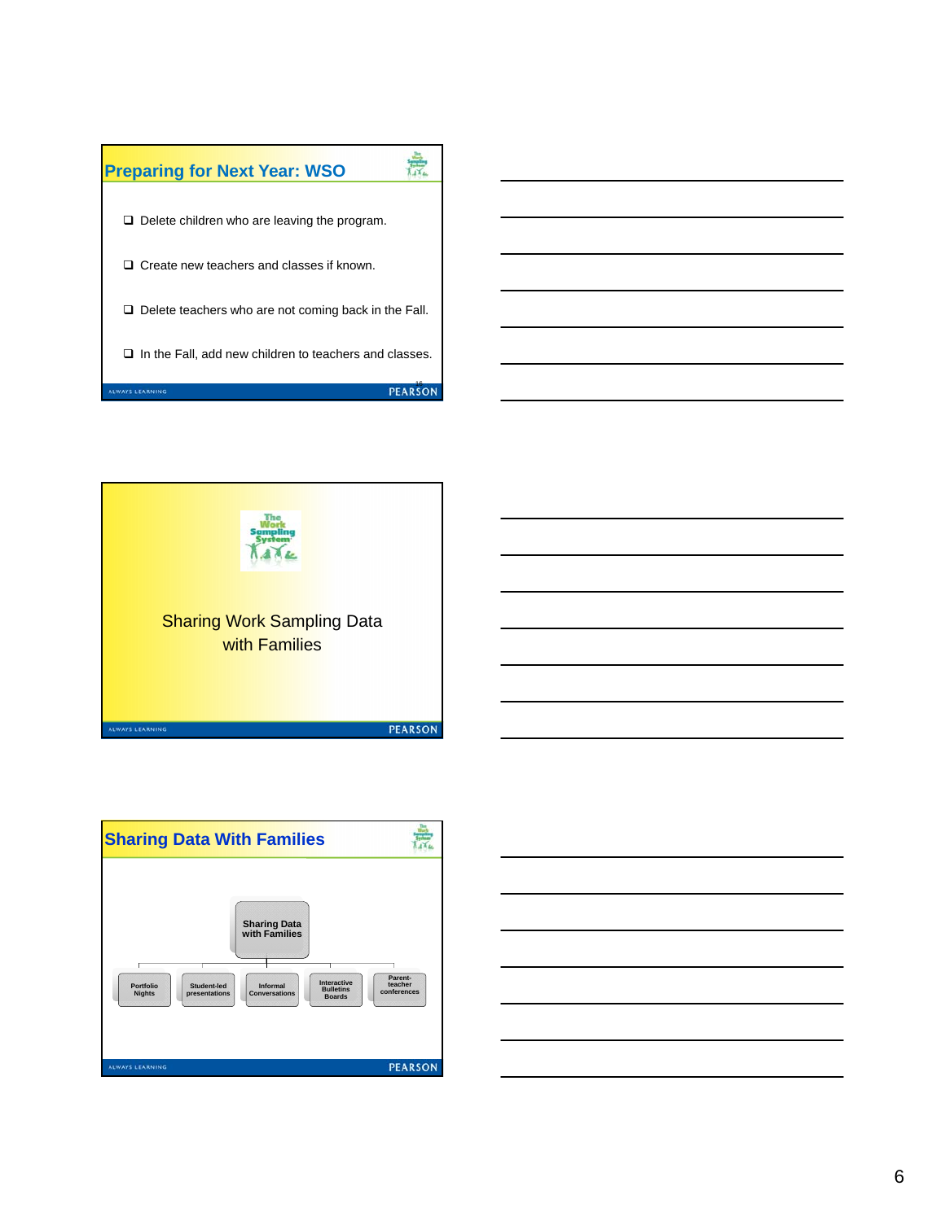## Preparing for Next Year: WSO

- Delete children who are leaving the program.
- Create new teachers and classes if known.
- Delete teachers who are not coming back in the Fall.
- In the Fall, add new children to teachers and classes.

## Sharing Work Sampling Data with Families

## Sharing Data With Families

Sharing Data with Families

- Portfolio Nights
- Student-led presentations
- Informal Conversations
- Interactive Bulletins Boards
- Parent-teacher conferences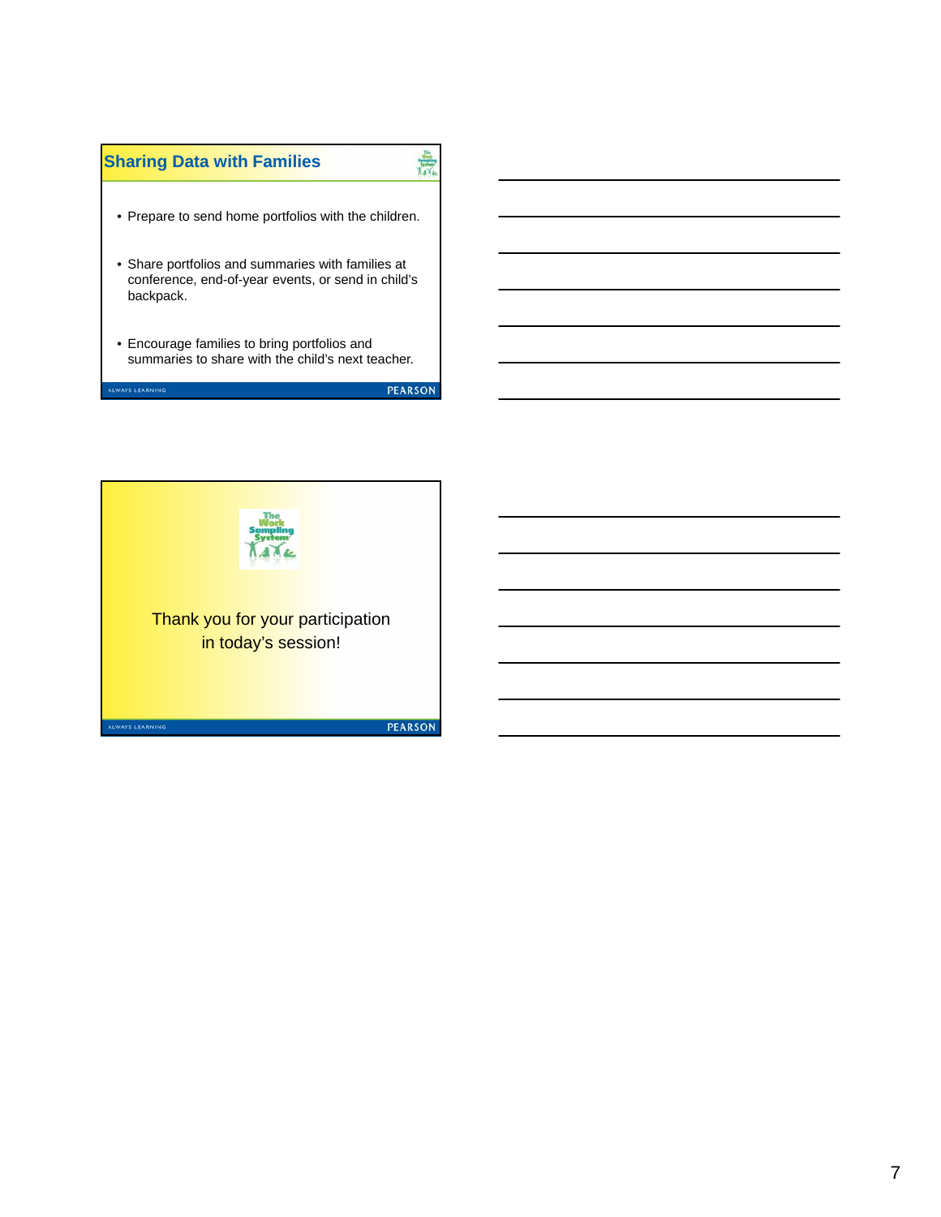## Sharing Data with Families

- Prepare to send home portfolios with the children.
- Share portfolios and summaries with families at conference, end-of-year events, or send in child's backpack.
- Encourage families to bring portfolios and summaries to share with the child's next teacher.

ALWAYS LEARNING PEARSON

Thank you for your participation in today's session!

ALWAYS LEARNING PEARSON